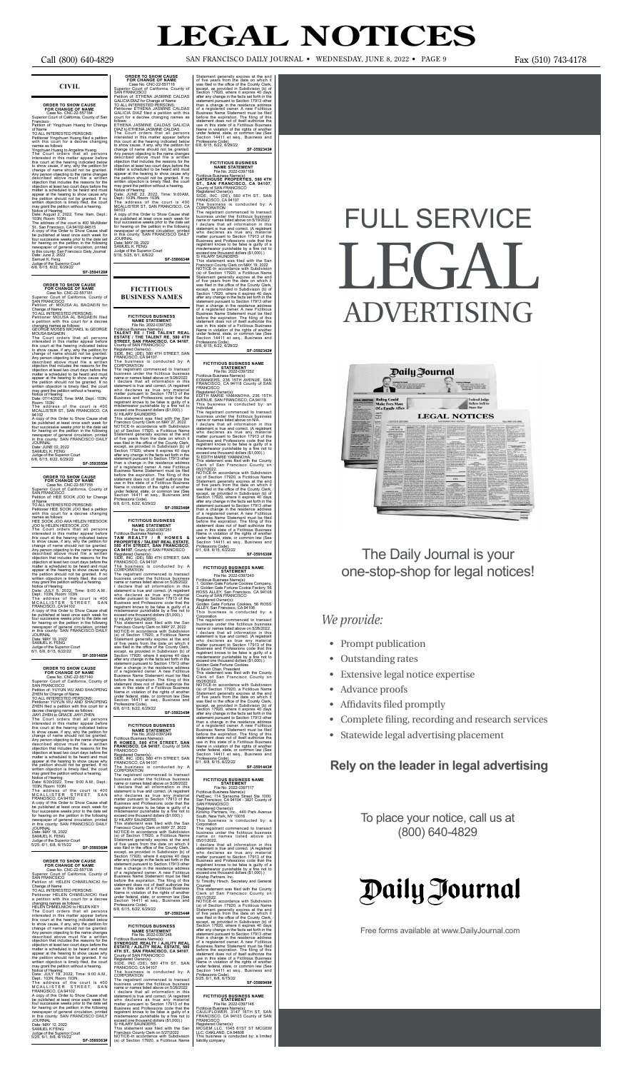# LEGAL NOTICES

Call (800) 640-4829 SAN FRANCISCO DAILY JOURNAL • WEDNESDAY, JUNE 8, 2022 • PAGE 9 Fax (510) 743-4178

## CIVIL

### ORDER TO SHOW CAUSE FOR CHANGE OF NAME

Case No. CNC-22-557184

Superior Court of California, County of San Francisco

Petition of: Yingchuan Huang for Change of Name

TO ALL INTERESTED PERSONS:

Petitioner Yingchuan Huang filed a petition with this court for a decree changing names as follows:

Yingchuan Huang to Angelina Huang

The Court orders that all persons interested in this matter appear before this court at the hearing indicated below to show cause, if any, why the petition for change of name should not be granted. Any person objecting to the name changes described above must file a written objection that includes the reasons for the objection at least two court days before the matter is scheduled to be heard and must appear at the hearing to show cause why the petition should not be granted. If no written objection is timely filed, the court may grant the petition without a hearing.

Notice of Hearing:

Date: August 2, 2022, Time: 9am, Dept.: 103N, Room: 103N

The address of the court is 400 McAllister St., San Francisco, CA 94102-94515

A copy of this Order to Show Cause shall be published at least once each week for four successive weeks prior to the date set for hearing on the petition in the following newspaper of general circulation, printed in this county: San Francisco Daily Journal

Date: June 2, 2022

Samuel K. Feng

Judge of the Superior Court

6/8, 6/15, 6/22, 6/29/22

**SF-3594128#**

### ORDER TO SHOW CAUSE FOR CHANGE OF NAME

Case No. CNC-22-557161

Superior Court of California, County of SAN FRANCISCO

Petition of: MOUSA AL BAQAEIN for Change of Name

TO ALL INTERESTED PERSONS:

Petitioner MOUSA AL BAQAEIN filed a petition with this court for a decree changing names as follows:

GEORGE MOSES MICHAEL to GEORGE MOUSA BAQAEIN

The Court orders that all persons interested in this matter appear before this court at the hearing indicated below to show cause, if any, why the petition for change of name should not be granted. Any person objecting to the name changes described above must file a written objection that includes the reasons for the objection at least two court days before the matter is scheduled to be heard and must appear at the hearing to show cause why the petition should not be granted. If no written objection is timely filed, the court may grant the petition without a hearing.

Notice of Hearing:

Date: 07/21/2022, Time: 9AM, Dept.: 103N, Room: 103N

The address of the court is 400 MCALLISTER ST., SAN FRANCISCO, CA 94102

A copy of this Order to Show Cause shall be published at least once each week for four successive weeks prior to the date set for hearing on the petition in the following newspaper of general circulation, printed in this county: SAN FRANCISCO DAILY JOURNAL

Date: JUNE 02, 2022

SAMUEL K. FENG

Judge of the Superior Court

6/8, 6/15, 6/22, 6/29/22

**SF-3593555#**

### ORDER TO SHOW CAUSE FOR CHANGE OF NAME

Case No. CNC-22-557155

Superior Court of California, County of SAN FRANCISCO

Petition of: HEE SOOK JOO for Change of Name

TO ALL INTERESTED PERSONS:

Petitioner HEE SOOK JOO filed a petition with this court for a decree changing names as follows:

HEE SOOK JOO AKA HELEN HEESOOK JOO to HELEN HEESOOK JOO

The Court orders that all persons interested in this matter appear before this court at the hearing indicated below to show cause, if any, why the petition for change of name should not be granted. Any person objecting to the name changes described above must file a written objection that includes the reasons for the objection at least two court days before the matter is scheduled to be heard and must appear at the hearing to show cause why the petition should not be granted. If no written objection is timely filed, the court may grant the petition without a hearing.

Notice of Hearing:

Date: JULY 5, 2022, Time: 9:00 A.M., Dept.: 103N, Room: 103N

The address of the court is 400 MCALLISTER STREET, SAN FRANCISCO, CA 94102

A copy of this Order to Show Cause shall be published at least once each week for four successive weeks prior to the date set for hearing on the petition in the following newspaper of general circulation, printed in this county: SAN FRANCISCO DAILY JOURNAL

Date: MAY 19, 2022

SAMUEL K. FENG

Judge of the Superior Court

6/1, 6/8, 6/15, 6/22/22

**SF-3591465#**

### ORDER TO SHOW CAUSE FOR CHANGE OF NAME

Case No. CNC-22-557140

Superior Court of California, County of SAN FRANCISCO

Petition of: YUYUN WU AND SHAOPENG ZHEN for Change of Name

TO ALL INTERESTED PERSONS:

Petitioner YUYUN WU AND SHAOPENG ZHEN filed a petition with this court for a decree changing names as follows:

JIAYI ZHEN to GRACE JIAYI ZHEN

The Court orders that all persons interested in this matter appear before this court at the hearing indicated below to show cause, if any, why the petition for change of name should not be granted. Any person objecting to the name changes described above must file a written objection that includes the reasons for the objection at least two court days before the matter is scheduled to be heard and must appear at the hearing to show cause why the petition should not be granted. If no written objection is timely filed, the court may grant the petition without a hearing.

Notice of Hearing:

Date: 6/30/2022, Time: 9:00 A.M., Dept.: 103N, Room: 103N

The address of the court is 400 MCALLISTER STREET, SAN FRANCISCO, CA 94102

A copy of this Order to Show Cause shall be published at least once each week for four successive weeks prior to the date set for hearing on the petition in the following newspaper of general circulation, printed in this county: SAN FRANCISCO DAILY JOURNAL

Date: MAY 18, 2022

SAMUEL K. FENG

Judge of the Superior Court

5/25, 6/1, 6/8, 6/15/22

**SF-3589369#**

### ORDER TO SHOW CAUSE FOR CHANGE OF NAME

Case No. CNC-22-557136

Superior Court of California, County of SAN FRANCISCO

Petition of: HELEN CHMIELNICKI for Change of Name

TO ALL INTERESTED PERSONS:

Petitioner HELEN CHMIELNICKI filed a petition with this court for a decree changing names as follows:

HELEN CHMIELNICKI to HELEN KEY

The Court orders that all persons interested in this matter appear before this court at the hearing indicated below to show cause, if any, why the petition for change of name should not be granted. Any person objecting to the name changes described above must file a written objection that includes the reasons for the objection at least two court days before the matter is scheduled to be heard and must appear at the hearing to show cause why the petition should not be granted. If no written objection is timely filed, the court may grant the petition without a hearing.

Notice of Hearing:

Date: JULY 19, 2022, Time: 9:00 A.M., Dept.: 103N, Room: 103N

The address of the court is 400 MCALLISTER STREET, SAN FRANCISCO, CA 94102

A copy of this Order to Show Cause shall be published at least once each week for four successive weeks prior to the date set for hearing on the petition in the following newspaper of general circulation, printed in this county: SAN FRANCISCO DAILY JOURNAL

Date: MAY 12, 2022

SAMUEL K FENG

Judge of the Superior Court

5/25, 6/1, 6/8, 6/15/22

**SF-3589363#**

### ORDER TO SHOW CAUSE FOR CHANGE OF NAME

Case No. CNC-22-557116

Superior Court of California, County of SAN FRANCISCO

Petition of: ETHENA JASMINE CALDAS GALICIA DIAZ for Change of Name

TO ALL INTERESTED PERSONS:

Petitioner ETHENA JASMINE CALDAS GALICIA DIAZ filed a petition with this court for a decree changing names as follows:

ETHENA JASMINE CALDAS GALICIA DIAZ to ETHENA JASMINE CALDAS

The Court orders that all persons interested in this matter appear before this court at the hearing indicated below to show cause, if any, why the petition for change of name should not be granted. Any person objecting to the name changes described above must file a written objection that includes the reasons for the objection at least two court days before the matter is scheduled to be heard and must appear at the hearing to show cause why the petition should not be granted. If no written objection is timely filed, the court may grant the petition without a hearing.

Notice of Hearing:

Date: JUNE 22, 2022, Time: 9:00AM, Dept.: 103N, Room: 103N

The address of the court is 400 MCALLISTER ST, SAN FRANCISCO, CA 94103

A copy of this Order to Show Cause shall be published at least once each week for four successive weeks prior to the date set for hearing on the petition in the following newspaper of general circulation, printed in this county: SAN FRANCISCO DAILY JOURNAL

Date: MAY 09, 2022

SAMUEL K. FENG

Judge of the Superior Court

5/18, 5/25, 6/1, 6/8/22

**SF-3586634#**

## FICTITIOUS BUSINESS NAMES

### FICTITIOUS BUSINESS NAME STATEMENT

File No. 2022-0397250

Fictitious Business Name(s): **TALENT RE / THE TALENT REAL ESTATE / THE TALENT RE, 580 4TH STREET, SAN FRANCISCO, CA 94107**, County of SAN FRANCISCO

Registered Owner(s): SIDE, INC. (DE), 580 4TH STREET, SAN FRANCISCO, CA 94107

This business is conducted by: A CORPORATION

The registrant commenced to transact business under the fictitious business name or names listed above on 5/26/2022

I declare that all information in this statement is true and correct. (A registrant who declares as true any material matter pursuant to Section 17913 of the Business and Professions code that the registrant knows to be false is guilty of a misdemeanor punishable by a fine not to exceed one thousand dollars ($1,000).)

S/ HILARY SAUNDERS

This statement was filed with the San Francisco County Clerk on MAY 27, 2022

NOTICE-In accordance with Subdivision (a) of Section 17920, a Fictitious Name Statement generally expires at the end of five years from the date on which it was filed in the office of the County Clerk, except, as provided in Subdivision (b) of Section 17920, where it expires 40 days after any change in the facts set forth in the statement pursuant to Section 17913 other than a change in the residence address of a registered owner. A new Fictitious Business Name Statement must be filed before the expiration. The filing of this statement does not of itself authorize the use in this state of a Fictitious Business Name in violation of the rights of another under federal, state, or common law (See Section 14411 et seq., Business and Professions Code).

6/8, 6/15, 6/22, 6/29/22

**SF-3592346#**

### FICTITIOUS BUSINESS NAME STATEMENT

File No. 2022-0397251

Fictitious Business Name(s): **TAM REALTY / R HOMES & PROPERTIES / TALENT REAL ESTATE, 580 4TH STREET, SAN FRANCISCO, CA 94107**, County of SAN FRANCISCO

Registered Owner(s): SIDE, INC. (DE), 580 4TH STREET, SAN FRANCISCO, CA 94107

This business is conducted by: A CORPORATION

The registrant commenced to transact business under the fictitious business name or names listed above on 5/26/2022

I declare that all information in this statement is true and correct. (A registrant who declares as true any material matter pursuant to Section 17913 of the Business and Professions code that the registrant knows to be false is guilty of a misdemeanor punishable by a fine not to exceed one thousand dollars ($1,000).)

S/ HILARY SAUNDERS

This statement was filed with the San Francisco County Clerk on MAY 27, 2022

NOTICE-In accordance with Subdivision (a) of Section 17920, a Fictitious Name Statement generally expires at the end of five years from the date on which it was filed in the office of the County Clerk, except, as provided in Subdivision (b) of Section 17920, where it expires 40 days after any change in the facts set forth in the statement pursuant to Section 17913 other than a change in the residence address of a registered owner. A new Fictitious Business Name Statement must be filed before the expiration. The filing of this statement does not of itself authorize the use in this state of a Fictitious Business Name in violation of the rights of another under federal, state, or common law (See Section 14411 et seq., Business and Professions Code).

6/8, 6/15, 6/22, 6/29/22

**SF-3592345#**

### FICTITIOUS BUSINESS NAME STATEMENT

File No. 2022-0397249

Fictitious Business Name(s): **R HOMES, 580 4TH STREET, SAN FRANCISCO, CA 94107**, County of SAN FRANCISCO

Registered Owner(s): SIDE, INC. (DE), 580 4TH STREET, SAN FRANCISCO, CA 94107

This business is conducted by: A CORPORATION

The registrant commenced to transact business under the fictitious business name or names listed above on 5/26/2022

I declare that all information in this statement is true and correct. (A registrant who declares as true any material matter pursuant to Section 17913 of the Business and Professions code that the registrant knows to be false is guilty of a misdemeanor punishable by a fine not to exceed one thousand dollars ($1,000).)

S/ HILARY SAUNDERS

This statement was filed with the San Francisco County Clerk on MAY 27, 2022

NOTICE-In accordance with Subdivision (a) of Section 17920, a Fictitious Name Statement generally expires at the end of five years from the date on which it was filed in the office of the County Clerk, except, as provided in Subdivision (b) of Section 17920, where it expires 40 days after any change in the facts set forth in the statement pursuant to Section 17913 other than a change in the residence address of a registered owner. A new Fictitious Business Name Statement must be filed before the expiration. The filing of this statement does not of itself authorize the use in this state of a Fictitious Business Name in violation of the rights of another under federal, state, or common law (See Section 14411 et seq., Business and Professions Code).

6/8, 6/15, 6/22, 6/29/22

**SF-3592344#**

### FICTITIOUS BUSINESS NAME STATEMENT

File No. 2022-0397248

Fictitious Business Name(s): **SYNERGIZE REALTY / AJILITY REAL ESTATE / AJILITY REAL ESTATE, 580 4TH ST., SAN FRANCISCO, CA 94107**, County of SAN FRANCISCO

Registered Owner(s): SIDE, INC (DE), 580 4TH ST., SAN FRANCISCO, CA 94107

This business is conducted by: A CORPORATION

The registrant commenced to transact business under the fictitious business name or names listed above on 5/26/2022

I declare that all information in this statement is true and correct. (A registrant who declares as true any material matter pursuant to Section 17913 of the Business and Professions code that the registrant knows to be false is guilty of a misdemeanor punishable by a fine not to exceed one thousand dollars ($1,000).)

S/ HILARY SAUNDERS

This statement was filed with the San Francisco County Clerk on 5/27/2022

NOTICE-In accordance with Subdivision (a) of Section 17920, a Fictitious Name Statement generally expires at the end of five years from the date on which it was filed in the office of the County Clerk, except, as provided in Subdivision (b) of Section 17920, where it expires 40 days after any change in the facts set forth in the statement pursuant to Section 17913 other than a change in the residence address of a registered owner. A new Fictitious Business Name Statement must be filed before the expiration. The filing of this statement does not of itself authorize the use in this state of a Fictitious Business Name in violation of the rights of another under federal, state, or common law (See Section 14411 et seq., Business and Professions Code).

6/8, 6/15, 6/22, 6/29/22

**SF-3592343#**

### FICTITIOUS BUSINESS NAME STATEMENT

File No. 2022-0397168

Fictitious Business Name(s): **GATEHOUSE PROPERTIES, 580 4TH ST., SAN FRANCISCO, CA 94107**, County of SAN FRANCISCO

Registered Owner(s): SIDE, INC. (DE), 580 4TH ST, SAN FRANCISCO, CA 94107

This business is conducted by: A CORPORATION

The registrant commenced to transact business under the fictitious business name or names listed above on 5/18/2022

I declare that all information in this statement is true and correct. (A registrant who declares as true any material matter pursuant to Section 17913 of the Business and Professions code that the registrant knows to be false is guilty of a misdemeanor punishable by a fine not to exceed one thousand dollars ($1,000).)

S/ HILARY SAUNDERS

This statement was filed with the San Francisco County Clerk on MAY 19, 2022

NOTICE-In accordance with Subdivision (a) of Section 17920, a Fictitious Name Statement generally expires at the end of five years from the date on which it was filed in the office of the County Clerk, except, as provided in Subdivision (b) of Section 17920, where it expires 40 days after any change in the facts set forth in the statement pursuant to Section 17913 other than a change in the residence address of a registered owner. A new Fictitious Business Name Statement must be filed before the expiration. The filing of this statement does not of itself authorize the use in this state of a Fictitious Business Name in violation of the rights of another under federal, state, or common law (See Section 14411 et seq., Business and Professions Code).

6/8, 6/15, 6/22, 6/29/22

**SF-3592342#**

### FICTITIOUS BUSINESS NAME STATEMENT

File No. 2022-0397252

Fictitious Business Name(s): EONMAKER, 236 15TH AVENUE, SAN FRANCISCO, CA 94118 County of SAN FRANCISCO

Registered Owner(s): EDITH MARIE YAMANCHA, 236 15TH AVENUE, SAN FRANCISCO, CA 94118

This business is conducted by: an Individual

The registrant commenced to transact business under the fictitious business name or names listed above on N/A

I declare that all information in this statement is true and correct. (A registrant who declares as true any material matter pursuant to Section 17913 of the Business and Professions code that the registrant knows to be false is guilty of a misdemeanor punishable by a fine not to exceed one thousand dollars ($1,000).)

S/ EDITH MARIE YAMANCHA

This statement was filed with the County Clerk of San Francisco County on 05/27/2022

NOTICE-In accordance with Subdivision (a) of Section 17920, a Fictitious Name Statement generally expires at the end of five years from the date on which it was filed in the office of the County Clerk, except, as provided in Subdivision (b) of Section 17920, where it expires 40 days after any change in the facts set forth in the statement pursuant to Section 17913 other than a change in the residence address of a registered owner. A new Fictitious Business Name Statement must be filed before the expiration. The filing of this statement does not of itself authorize the use in this state of a Fictitious Business Name in violation of the rights of another under federal, state, or common law (See Section 14411 et seq., Business and Professions Code).

6/1, 6/8, 6/15, 6/22/22

**SF-3591630#**

### FICTITIOUS BUSINESS NAME STATEMENT

File No. 2022-0397240

Fictitious Business Name(s):
1. Golden Gate Fortune Cookies Company, 2. Golden Gate Fortune Cookie Factory, 56 ROSS ALLEY, San Francisco, CA 94108 County of SAN FRANCISCO

Registered Owner(s): Golden Gate Fortune Cookies, 56 ROSS ALLEY, San Francisco, CA 94108

This business is conducted by: a Corporation

The registrant commenced to transact business under the fictitious business name or names listed above on 05/26/2022

I declare that all information in this statement is true and correct. (A registrant who declares as true any material matter pursuant to Section 17913 of the Business and Professions code that the registrant knows to be false is guilty of a misdemeanor punishable by a fine not to exceed one thousand dollars ($1,000).)

Golden Gate Fortune Cookies

S/ Kevin Chan, President

This statement was filed with the County Clerk of San Francisco County on 05/26/2022

NOTICE-In accordance with Subdivision (a) of Section 17920, a Fictitious Name Statement generally expires at the end of five years from the date on which it was filed in the office of the County Clerk, except, as provided in Subdivision (b) of Section 17920, where it expires 40 days after any change in the facts set forth in the statement pursuant to Section 17913 other than a change in the residence address of a registered owner. A new Fictitious Business Name Statement must be filed before the expiration. The filing of this statement does not of itself authorize the use in this state of a Fictitious Business Name in violation of the rights of another under federal, state, or common law (See Section 14411 et seq., Business and Professions Code).

6/1, 6/8, 6/15, 6/22/22

**SF-3591443#**

### FICTITIOUS BUSINESS NAME STATEMENT

File No. 2022-0397117

Fictitious Business Name(s): PetDesk, 114 Sansome Street Ste 1000, San Francisco, CA 94104 - 3821 County of SAN FRANCISCO

Registered Owner(s): Kinship Partners, Inc., 440 Park Avenue South, New York, NY 10016

This business is conducted by: a Corporation

The registrant commenced to transact business under the fictitious business name or names listed above on 05/01/2022

I declare that all information in this statement is true and correct. (A registrant who declares as true any material matter pursuant to Section 17913 of the Business and Professions code that the registrant knows to be false is guilty of a misdemeanor punishable by a fine not to exceed one thousand dollars ($1,000).)

Kinship Partners, Inc.

S/ Timothy Hirsch, Secretary and General Counsel

This statement was filed with the County Clerk of San Francisco County on 05/11/2022

NOTICE-In accordance with Subdivision (a) of Section 17920, a Fictitious Name Statement generally expires at the end of five years from the date on which it was filed in the office of the County Clerk, except, as provided in Subdivision (b) of Section 17920, where it expires 40 days after any change in the facts set forth in the statement pursuant to Section 17913 other than a change in the residence address of a registered owner. A new Fictitious Business Name Statement must be filed before the expiration. The filing of this statement does not of itself authorize the use in this state of a Fictitious Business Name in violation of the rights of another under federal, state, or common law (See Section 14411 et seq., Business and Professions Code).

5/25, 6/1, 6/8, 6/15/22

**SF-3588949#**

### FICTITIOUS BUSINESS NAME STATEMENT

File No. 2022-0397146

Fictitious Business Name(s): CAULIFLOWER, 3147 16TH ST, SAN FRANCISCO, CA 94103 County of SAN FRANCISCO

Registered Owner(s): MCGEM LLC, 1045 61ST ST MCGEM LLC, OAKLAND, CA 94608

This business is conducted by: a limited liability company

# FULL SERVICE LEGAL ADVERTISING

The Daily Journal is your one-stop-shop for legal notices!

*We provide:*

- Prompt publication
- Outstanding rates
- Extensive legal notice expertise
- Advance proofs
- Affidavits filed promptly
- Complete filing, recording and research services
- Statewide legal advertising placement

**Rely on the leader in legal advertising**

To place your notice, call us at (800) 640-4829

Daily Journal

Free forms available at www.DailyJournal.com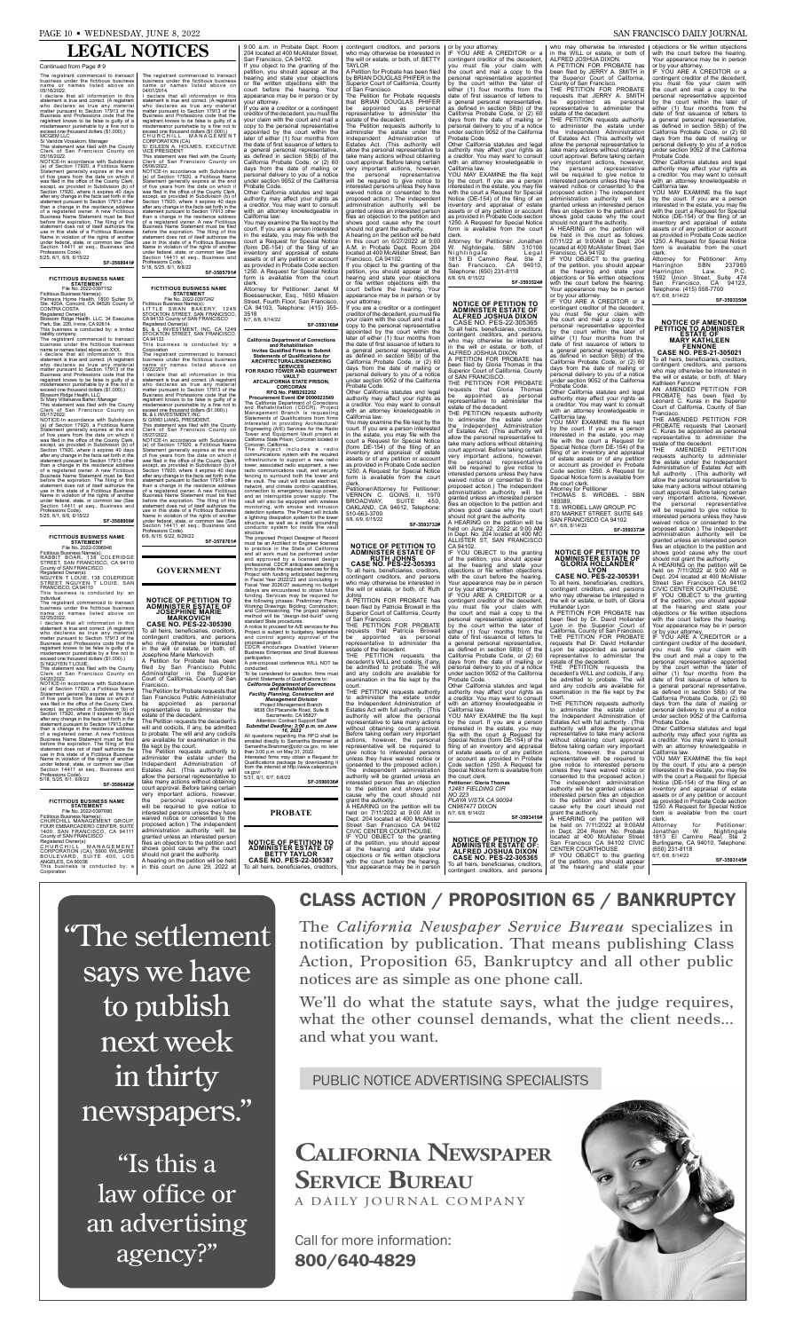# LEGAL NOTICES

Continued from Page # 9

The registrant commenced to transact business under the fictitious business name or names listed above on 05/16/2022.

I declare that all information in this statement is true and correct. (A registrant who declares as true any material matter pursuant to Section 17913 of the Business and Professions code that the registrant knows to be false is guilty of a misdemeanor punishable by a fine not to exceed one thousand dollars ($1,000).)
MCGEM LLC
S/ Valdia Vonsokon, Manager
This statement was filed with the County Clerk of San Francisco County on 05/16/2022.
NOTICE-In accordance with Subdivision (a) of Section 17920, a Fictitious Name Statement generally expires at the end of five years from the date on which it was filed in the office of the County Clerk, except, as provided in Subdivision (b) of Section 17920, where it expires 40 days after any change in the facts set forth in the statement pursuant to Section 17913 other than a change in the residence address of a registered owner. A new Fictitious Business Name Statement must be filed before the expiration. The filing of this statement does not of itself authorize the use in this state of a Fictitious Business Name in violation of the rights of another under federal, state, or common law (See Section 14411 et seq., Business and Professions Code).
5/25, 6/1, 6/8, 6/15/22

**SF-3588941#**

## FICTITIOUS BUSINESS NAME STATEMENT
File No. 2022-0397152
Fictitious Business Name(s):
Palmaira Home Health, 1800 Sutter St, Ste. 420A, Concord, CA 94520, County of CONTRA COSTA
Registered Owner(s):
Blossom Ridge Health, LLC, 34 Executive Park, Ste. 220, Irvine, CA 92614
This business is conducted by: a limited liability company
The registrant commenced to transact business under the fictitious business name or names listed above on XXX.
I declare that all information in this statement is true and correct. (A registrant who declares as true any material matter pursuant to Section 17913 of the Business and Professions code that the registrant knows to be false is guilty of a misdemeanor punishable by a fine not to exceed one thousand dollars ($1,000).)
Blossom Ridge Health, LLC
S/ Mary Villanueva Barter, Manager
This statement was filed with the County Clerk of San Francisco County on 05/17/2022.
NOTICE-In accordance with Subdivision (a) of Section 17920, a Fictitious Name Statement generally expires at the end of five years from the date on which it was filed in the office of the County Clerk, except, as provided in Subdivision (b) of Section 17920, where it expires 40 days after any change in the facts set forth in the statement pursuant to Section 17913 other than a change in the residence address of a registered owner. A new Fictitious Business Name Statement must be filed before the expiration. The filing of this statement does not of itself authorize the use in this state of a Fictitious Business Name in violation of the rights of another under federal, state, or common law (See Section 14411 et seq., Business and Professions Code).
5/25, 6/1, 6/8, 6/15/22

**SF-3588900#**

## FICTITIOUS BUSINESS NAME STATEMENT
File No. 2022-0396946
Fictitious Business Name(s):
RABBIT BOAR, 138 COLERIDGE STREET, SAN FRANCISCO, CA 94110 County of SAN FRANCISCO
Registered Owner(s):
NGUYEN T LOUIE, 138 COLERIDGE STREET, NGUYEN T LOUIE, SAN FRANCISCO, CA 94110
This business is conducted by: an Individual
The registrant commenced to transact business under the fictitious business name or names listed above on 02/25/2022.
I declare that all information in this statement is true and correct. (A registrant who declares as true any material matter pursuant to Section 17913 of the Business and Professions code that the registrant knows to be false is guilty of a misdemeanor punishable by a fine not to exceed one thousand dollars ($1,000).)
S/ NGUYEN T LOUIE,
This statement was filed with the County Clerk of San Francisco County on 04/29/2022.
NOTICE-In accordance with Subdivision (a) of Section 17920, a Fictitious Name Statement generally expires at the end of five years from the date on which it was filed in the office of the County Clerk, except, as provided in Subdivision (b) of Section 17920, where it expires 40 days after any change in the facts set forth in the statement pursuant to Section 17913 other than a change in the residence address of a registered owner. A new Fictitious Business Name Statement must be filed before the expiration. The filing of this statement does not of itself authorize the use in this state of a Fictitious Business Name in violation of the rights of another under federal, state, or common law (See Section 14411 et seq., Business and Professions Code).
5/18, 5/25, 6/1, 6/8/22

**SF-3586482#**

## FICTITIOUS BUSINESS NAME STATEMENT
File No. 2022-0397090
Fictitious Business Name(s):
CHURCHILL MANAGEMENT GROUP, FOUR EMBARCADERO CENTER, SUITE 1400, SAN FRANCISCO, CA 94111 County of SAN FRANCISCO
Registered Owner(s):
CHURCHILL MANAGEMENT CORPORATION (CA), 1990 WILSHIRE BOULEVARD, SUITE 700, LOS ANGELES, CA 90036
This business is conducted by: a Corporation
The registrant commenced to transact business under the fictitious business name or names listed above on 04/01/2014.
I declare that all information in this statement is true and correct. (A registrant who declares as true any material matter pursuant to Section 17913 of the Business and Professions code that the registrant knows to be false is guilty of a misdemeanor punishable by a fine not to exceed one thousand dollars ($1,000).)
CHURCHILL MANAGEMENT CORPORATION (CA)
S/ EILEEN A. HOLMES, EXECUTIVE VICE PRESIDENT
This statement was filed with the County Clerk of San Francisco County on 05/06/2022.
NOTICE-In accordance with Subdivision (a) of Section 17920, a Fictitious Name Statement generally expires at the end of five years from the date on which it was filed in the office of the County Clerk, except, as provided in Subdivision (b) of Section 17920, where it expires 40 days after any change in the facts set forth in the statement pursuant to Section 17913 other than a change in the residence address of a registered owner. A new Fictitious Business Name Statement must be filed before the expiration. The filing of this statement does not of itself authorize the use in this state of a Fictitious Business Name in violation of the rights of another under federal, state, or common law (See Section 14411 et seq., Business and Professions Code).
5/18, 5/25, 6/1, 6/8/22

**SF-3585791#**

## FICTITIOUS BUSINESS NAME STATEMENT
File No. 2022-0397242
Fictitious Business Name(s):
LITTLE SWAN BAKERY, 1249 STOCKTON STREET, SAN FRANCISCO, CA 94133 County of SAN FRANCISCO
Registered Owner(s):
BL & L INVESTMENT, INC, 1249 STOCKTON STREET, SAN FRANCISCO, CA 94133
This business is conducted by: a Corporation
The registrant commenced to transact business under the fictitious business name or names listed above on 05/22/2017.
I declare that all information in this statement is true and correct. (A registrant who declares as true any material matter pursuant to Section 17913 of the Business and Professions code that the registrant knows to be false is guilty of a misdemeanor punishable by a fine not to exceed one thousand dollars ($1,000).)
BL & L INVESTMENT, INC
S/ QIWEI LIANG, PRESIDENT
This statement was filed with the County Clerk of San Francisco County on 05/27/2022.
NOTICE-In accordance with Subdivision (a) of Section 17920, a Fictitious Name Statement generally expires at the end of five years from the date on which it was filed in the office of the County Clerk, except, as provided in Subdivision (b) of Section 17920, where it expires 40 days after any change in the facts set forth in the statement pursuant to Section 17913 other than a change in the residence address of a registered owner. A new Fictitious Business Name Statement must be filed before the expiration. The filing of this statement does not of itself authorize the use in this state of a Fictitious Business Name in violation of the rights of another under federal, state, or common law (See Section 14411 et seq., Business and Professions Code).
6/8, 6/15, 6/22, 6/29/22

**SF-3587876#**

# GOVERNMENT

## NOTICE OF PETITION TO ADMINISTER ESTATE OF JOSEPHINE MARIE MARKOVICH
### CASE NO. PES-22-305390

To all heirs, beneficiaries, creditors, contingent creditors, and persons who may otherwise be interested in the will or estate, or both, of: Josephine Marie Markovich
A Petition for Probate has been filed by San Francisco Public Administrator in the Superior Court of California, County of San Francisco.
The Petition for Probate requests that San Francisco Public Administrator be appointed as personal representative to administer the estate of the decedent.
The Petition requests the decedent's will and codicils, if any, be admitted to probate. The will and any codicils are available for examination in the file kept by the court.
The Petition requests authority to administer the estate under the Independent Administration of Estates Act. (This authority will allow the personal representative to take many actions without obtaining court approval. Before taking certain very important actions, however, the personal representative will be required to give notice to interested persons unless they have waived notice or consented to the proposed action.) The independent administration authority will be granted unless an interested person files an objection to the petition and shows good cause why the court should not grant the authority.
A hearing on the petition will be held in this court on June 29, 2022 at 9:00 a.m. in Probate Dept. Room 204 located at 400 McAllister Street, San Francisco, CA 94102.
If you object to the granting of the petition, you should appear at the hearing and state your objections or file written objections with the court before the hearing. Your appearance may be in person or by your attorney.
If you are a creditor or a contingent creditor of the decedent, you must file your claim with the court and mail a copy to the personal representative appointed by the court within the later of either (1) four months from the date of first issuance of letters to a general personal representative, as defined in section 58(b) of the California Probate Code, or (2) 60 days from the date of mailing or personal delivery to you of a notice under section 9052 of the California Probate Code.
Other California statutes and legal authority may affect your rights as a creditor. You may want to consult with an attorney knowledgeable in California law.
You may examine the file kept by the court. If you are a person interested in the estate, you may file with the court a Request for Special Notice (form DE-154) of the filing of an inventory and appraisal of estate assets or of any petition or account as provided in Probate Code section 1250. A Request for Special Notice form is available from the court clerk.
Attorney for Petitioner: Janet M Boessenecker, Esq., 1650 Mission Street, Fourth Floor, San Francisco, CA 94103, Telephone: (415) 355-3518
6/7, 6/8, 6/14/22

**SF-3593169#**

## California Department of Corrections and Rehabilitation Invites Qualified Firms to Submit Statements of Qualifications for ARCHITECTURAL/ENGINEERING SERVICES FOR RADIO TOWER AND EQUIPMENT VAULT ATCALIFORNIA STATE PRISON, CORCORAN
### RFQ No. PMB202202
### Procurement Event ID# 0000023549

The California Department of Corrections and Rehabilitation (CDCR), Project Management Branch is requesting Statements of Qualifications from firms interested in providing Architectural/Engineering (A/E) Services for the Radio Tower and Equipment Vault Project at California State Prison, Corcoran located in Corcoran, California.
The Project includes a radio communications system with the required infrastructure to support a new radio tower, associated radio equipment, a new radio communications vault, and security fencing to surround both the tower and the vault. The vault will include electrical, network, and climate control capabilities, connection to emergency backup power, and an interruptible power supply. The vault will also be equipped with wireless monitoring, with smoke and intrusion detection systems. The Project will include a lightning dissipation system for the tower structure, as well as a radial grounding conductor system for inside the vault structure.
The proposed Project Designer of Record must be an Architect or Engineer licensed to practice in the State of California and all work must be performed under and approved by a licensed design professional. CDCR anticipates selecting a firm to provide the required services for this Project with funding anticipated beginning in Fiscal Year 2022/23 and concluding in Fiscal Year 2026/27 assuming no budget delays are encountered to obtain future funding. Services may be required for the following phases: Preliminary Plans; Working Drawings; Bidding; Construction and Commissioning. The project delivery method will be "design-bid-build" using standard State procedures.
A notice to proceed for A/E services for the Project is subject to budgetary, legislative and control agency approval of the proposed project.
CDCR encourages Disabled Veteran Business Enterprises and Small Business participation.
A pre-proposal conference WILL NOT be conducted.
To be considered for selection, firms must submit Statements of Qualifications to:
*California Department of Corrections and Rehabilitation*
*Facility Planning, Construction and Management Division*
*Project Management Branch*
9838 Old Placerville Road, Suite B
Sacramento, CA 95827
Attention: Contract Support Staff
***Submittal Deadline: 3:00 p.m. on June 16, 2022***
All questions regarding this RFQ shall be emailed directly to Samantha Brammer at Samantha.Brammer@cdcr.ca.gov no later than 3:00 p.m. on May 31, 2022.
Interested firms may obtain a Request for Qualifications package by downloading it from the internet at http://www.caleprocure.ca.gov/
5/31, 6/1, 6/7, 6/8/22

**SF-3590036#**

# PROBATE

## NOTICE OF PETITION TO ADMINISTER ESTATE OF BETTY TAYLOR
### CASE NO. PES-22-305387

To all heirs, beneficiaries, creditors, contingent creditors, and persons who may otherwise be interested in the will or estate, or both, of BETTY TAYLOR
A Petition for Probate has been filed by BRIAN DOUGLAS PHIFER in the Superior Court of California, County of San Francisco.
The Petition for Probate requests that BRIAN DOUGLAS PHIFER be appointed as personal representative to administer the estate of the decedent.
The Petition requests authority to administer the estate under the Independent Administration of Estates Act. (This authority will allow the personal representative to take many actions without obtaining court approval. Before taking certain very important actions, however, the personal representative will be required to give notice to interested persons unless they have waived notice or consented to the proposed action.) The independent administration authority will be granted unless an interested person files an objection to the petition and shows good cause why the court should not grant the authority.
A hearing on the petition will be held in this court on 6/27/2022 at 9:00 A.M. in Probate Dept. Room 204 located at 400 McAllister Street, San Francisco, CA 94102.
If you object to the granting of the petition, you should appear at the hearing and state your objections or file written objections with the court before the hearing. Your appearance may be in person or by your attorney.
If you are a creditor or a contingent creditor of the decedent, you must file your claim with the court and mail a copy to the personal representative appointed by the court within the later of either (1) four months from the date of first issuance of letters to a general personal representative, as defined in section 58(b) of the California Probate Code, or (2) 60 days from the date of mailing or personal delivery to you of a notice under section 9052 of the California Probate Code.
Other California statutes and legal authority may affect your rights as a creditor. You may want to consult with an attorney knowledgeable in California law.
You may examine the file kept by the court. If you are a person interested in the estate, you may file with the court a Request for Special Notice (form DE-154) of the filing of an inventory and appraisal of estate assets or of any petition or account as provided in Probate Code section 1250. A Request for Special Notice form is available from the court clerk.
Petitioner/Attorney for Petitioner: VERNON C. GOINS, II, 1970 BROADWAY, SUITE 450, OAKLAND, CA 94612, Telephone: 510-663-3700
6/8, 6/9, 6/15/22

**SF-3593732#**

## NOTICE OF PETITION TO ADMINISTER ESTATE OF RUTH JOHNS
### CASE NO. PES-22-305393

To all heirs, beneficiaries, creditors, contingent creditors, and persons who may otherwise be interested in the will or estate, or both, of: Ruth Johns
A PETITION FOR PROBATE has been filed by Patricia Browell in the Superior Court of California, County of San Francisco.
THE PETITION FOR PROBATE requests that Patricia Browell be appointed as personal representative to administer the estate of the decedent.
THE PETITION requests the decedent's WILL and codicils, if any, be admitted to probate. The will and any codicils are available for examination in the file kept by the court.
THE PETITION requests authority to administer the estate under the Independent Administration of Estates Act with full authority. (This authority will allow the personal representative to take many actions without obtaining court approval. Before taking certain very important actions, however, the personal representative will be required to give notice to interested persons unless they have waived notice or consented to the proposed action.) The independent administration authority will be granted unless an interested person files an objection to the petition and shows good cause why the court should not grant the authority.
A HEARING on the petition will be held on 7/11/2022 at 9:00 AM in Dept. 204 located at 400 McAllister Street San Francisco CA 94102 CIVIC CENTER COURTHOUSE.
IF YOU OBJECT to the granting of the petition, you should appear at the hearing and state your objections or file written objections with the court before the hearing. Your appearance may be in person or by your attorney.
IF YOU ARE A CREDITOR or a contingent creditor of the decedent, you must file your claim with the court and mail a copy to the personal representative appointed by the court within the later of either (1) four months from the date of first issuance of letters to a general personal representative, as defined in section 58(b) of the California Probate Code, or (2) 60 days from the date of mailing or personal delivery to you of a notice under section 9052 of the California Probate Code.
Other California statutes and legal authority may affect your rights as a creditor. You may want to consult with an attorney knowledgeable in California law.
YOU MAY EXAMINE the file kept by the court. If you are a person interested in the estate, you may file with the court a Request for Special Notice (form DE-154) of the filing of an inventory and appraisal of estate assets or of any petition or account as provided in Probate Code section 1250. A Request for Special Notice form is available from the court clerk.
Attorney for Petitioner: Jonathan W. Nightingale, SBN 310106 Nightingale Legal 1813 El Camino Real, Ste 2 San Francisco, CA 94010, Telephone: (650) 231-8118
6/8, 6/9, 6/15/22

**SF-3593524#**

## NOTICE OF PETITION TO ADMINISTER ESTATE OF ALFRED JOSHUA DIXON
### CASE NO. PES-22-305365

To all heirs, beneficiaries, creditors, contingent creditors, and persons who may otherwise be interested in the will or estate, or both, of ALFRED JOSHUA DIXON
A PETITION FOR PROBATE has been filed by Gloria Thomas in the Superior Court of California, County of SAN FRANCISCO.
THE PETITION FOR PROBATE requests that Gloria Thomas be appointed as personal representative to administer the estate of the decedent.
THE PETITION requests authority to administer the estate under the Independent Administration of Estates Act. (This authority will allow the personal representative to take many actions without obtaining court approval. Before taking certain very important actions, however, the personal representative will be required to give notice to interested persons unless they have waived notice or consented to the proposed action.) The independent administration authority will be granted unless an interested person files an objection to the petition and shows good cause why the court should not grant the authority.
A HEARING on the petition will be held on June 22, 2022 at 9:00 AM in Dept. No. 204 located at 400 McALLISTER ST, SAN FRANCISCO CA 94102.
IF YOU OBJECT to the granting of the petition, you should appear at the hearing and state your objections or file written objections with the court before the hearing. Your appearance may be in person or by your attorney.
IF YOU ARE A CREDITOR or a contingent creditor of the decedent, you must file your claim with the court and mail a copy to the personal representative appointed by the court within the later of either (1) four months from the date of first issuance of letters to a general personal representative, as defined in section 58(b) of the California Probate Code, or (2) 60 days from the date of mailing or personal delivery to you of a notice under section 9052 of the California Probate Code.
Other California statutes and legal authority may affect your rights as a creditor. You may want to consult with an attorney knowledgeable in California law.
YOU MAY EXAMINE the file kept by the court. If you are a person interested in the estate, you may file with the court a Request for Special Notice (form DE-154) of the filing of an inventory and appraisal of estate assets or of any petition or account as provided in Probate Code section 1250. A Request for Special Notice form is available from the court clerk.
*Petitioner: Gloria Thomas*
*12481 FIELDING CIR*
*NO 223*
*PLAYA VISTA CA 90094*
*CN984877 DIXON*
6/7, 6/8, 6/14/22

**SF-3593416#**

## NOTICE OF PETITION TO ADMINISTER ESTATE OF ALFRED JOSHUA DIXON
### CASE NO. PES-22-305365

To all heirs, beneficiaries, creditors, contingent creditors, and persons who may otherwise be interested in the WILL or estate, or both of ALFRED JOSHUA DIXON.
A PETITION FOR PROBATE has been filed by JERRY A. SMITH in the Superior Court of California, County of San Francisco.
THE PETITION FOR PROBATE requests that JERRY A. SMITH be appointed as personal representative to administer the estate of the decedent.
THE PETITION requests authority to administer the estate under the Independent Administration of Estates Act. (This authority will allow the personal representative to take many actions without obtaining court approval. Before taking certain very important actions, however, the personal representative will be required to give notice to interested persons unless they have waived notice or consented to the proposed action.) The independent administration authority will be granted unless an interested person files an objection to the petition and shows good cause why the court should not grant the authority.
A HEARING on the petition will be held in this court as follows: 07/11/22 at 9:00AM in Dept. 204 located at 400 McAllister Street, San Francisco, CA 94102
IF YOU OBJECT to the granting of the petition, you should appear at the hearing and state your objections or file written objections with the court before the hearing. Your appearance may be in person or by your attorney.
IF YOU ARE A CREDITOR or a contingent creditor of the decedent, you must file your claim with the court and mail a copy to the personal representative appointed by the court within the later of either (1) four months from the date of first issuance of letters to a general personal representative, as defined in section 58(b) of the California Probate Code, or (2) 60 days from the date of mailing or personal delivery to you of a notice under section 9052 of the California Probate Code.
Other California statutes and legal authority may affect your rights as a creditor. You may want to consult with an attorney knowledgeable in California law.
YOU MAY EXAMINE the file kept by the court. If you are a person interested in the estate, you may file with the court a Request for Special Notice (form DE-154) of the filing of an inventory and appraisal of estate assets or of any petition or account as provided in Probate Code section 1250. A Request for Special Notice form is available from the court clerk.
Attorney for Petitioner
THOMAS S. WROBEL - SBN 189389,
T.S. WROBEL LAW GROUP, PC
870 MARKET STREET, SUITE 845
SAN FRANCISCO CA 94102
6/7, 6/8, 6/14/22

**SF-3593373#**

## NOTICE OF PETITION TO ADMINISTER ESTATE OF GLORIA HOLLANDER LYON
### CASE NO. PES-22-305391

To all heirs, beneficiaries, creditors, contingent creditors, and persons who may otherwise be interested in the will or estate, or both, of Gloria Hollander Lyon
A PETITION FOR PROBATE has been filed by Dr. David Hollander Lyon in the Superior Court of California, County of San Francisco.
THE PETITION FOR PROBATE requests that Dr. David Hollander Lyon be appointed as personal representative to administer the estate of the decedent.
THE PETITION requests the decedent's WILL and codicils, if any, be admitted to probate. The will and any codicils are available for examination in the file kept by the court.
THE PETITION requests authority to administer the estate under the Independent Administration of Estates Act with full authority. (This authority will allow the personal representative to take many actions without obtaining court approval. Before taking certain very important actions, however, the personal representative will be required to give notice to interested persons unless they have waived notice or consented to the proposed action.) The independent administration authority will be granted unless an interested person files an objection to the petition and shows good cause why the court should not grant the authority.
A HEARING on the petition will be held on 7/11/2022 at 9:00 AM in Dept. 204 Room No: Probate located at 400 McAllister Street San Francisco CA 94102 CIVIC CENTER COURTHOUSE.
IF YOU OBJECT to the granting of the petition, you should appear at the hearing and state your objections or file written objections with the court before the hearing. Your appearance may be in person or by your attorney.
IF YOU ARE A CREDITOR or a contingent creditor of the decedent, you must file your claim with the court and mail a copy to the personal representative appointed by the court within the later of either (1) four months from the date of first issuance of letters to a general personal representative, as defined in section 58(b) of the California Probate Code, or (2) 60 days from the date of mailing or personal delivery to you of a notice under section 9052 of the California Probate Code.
Other California statutes and legal authority may affect your rights as a creditor. You may want to consult with an attorney knowledgeable in California law.
YOU MAY EXAMINE the file kept by the court. If you are a person interested in the estate, you may file with the court a Request for Special Notice (form DE-154) of the filing of an inventory and appraisal of estate assets or of any petition or account as provided in Probate Code section 1250. A Request for Special Notice form is available from the court clerk.
Attorney for Petitioner: Jonathan W. Nightingale, 1813 El Camino Real, Ste 2, Burlingame, CA 94010, Telephone: (650) 231-8118
6/7, 6/8, 6/14/22

**SF-3593145#**

## NOTICE OF AMENDED PETITION TO ADMINISTER ESTATE OF MARY KATHLEEN FENNONE
### CASE NO. PES-21-305021

To all heirs, beneficiaries, creditors, contingent creditors, and persons who may otherwise be interested in the will or estate, or both, of: Mary Kathleen Fennone
AN AMENDED PETITION FOR PROBATE has been filed by Leonard C. Kuras in the Superior Court of California, County of San Francisco.
THE AMENDED PETITION FOR PROBATE requests that Leonard C. Kuras be appointed as personal representative to administer the estate of the decedent.
THE AMENDED PETITION requests authority to administer the estate under the Independent Administration of Estates Act with full authority. (This authority will allow the personal representative to take many actions without obtaining court approval. Before taking certain very important actions, however, the personal representative will be required to give notice to interested persons unless they have waived notice or consented to the proposed action.) The independent administration authority will be granted unless an interested person files an objection to the petition and shows good cause why the court should not grant the authority.
A HEARING on the petition will be held on 7/11/2022 at 9:00 AM in Dept. 204 located at 400 McAllister Street San Francisco CA 94102 CIVIC CENTER COURTHOUSE.
IF YOU OBJECT to the granting of the petition, you should appear at the hearing and state your objections or file written objections with the court before the hearing. Your appearance may be in person or by your attorney.
IF YOU ARE A CREDITOR or a contingent creditor of the decedent, you must file your claim with the court and mail a copy to the personal representative appointed by the court within the later of either (1) four months from the date of first issuance of letters to a general personal representative, as defined in section 58(b) of the California Probate Code, or (2) 60 days from the date of mailing or personal delivery to you of a notice under section 9052 of the California Probate Code.
Other California statutes and legal authority may affect your rights as a creditor. You may want to consult with an attorney knowledgeable in California law.
YOU MAY EXAMINE the file kept by the court. If you are a person interested in the estate, you may file with the court a Request for Special Notice (form DE-154) of the filing of an inventory and appraisal of estate assets or of any petition or account as provided in Probate Code section 1250. A Request for Special Notice form is available from the court clerk.
Attorney for Petitioner: Amy Harrington SBN 237980 Harrington Law, P.C. 1592 Union Street, Suite 474 San Francisco, CA 94123, Telephone: (415) 558-7700
6/7, 6/8, 6/14/22

**SF-3593359#**

# CLASS ACTION / PROPOSITION 65 / BANKRUPTCY

The *California Newspaper Service Bureau* specializes in notification by publication. That means publishing Class Action, Proposition 65, Bankruptcy and all other public notices are as simple as one phone call.

We'll do what the statute says, what the judge requires, what the other counsel demands, what the client needs... and what you want.

PUBLIC NOTICE ADVERTISING SPECIALISTS

"The settlement says we have to publish next week in thirty newspapers."

"Is this a law office or an advertising agency?"

**CALIFORNIA NEWSPAPER SERVICE BUREAU**
A DAILY JOURNAL COMPANY

Call for more information:
**800/640-4829**